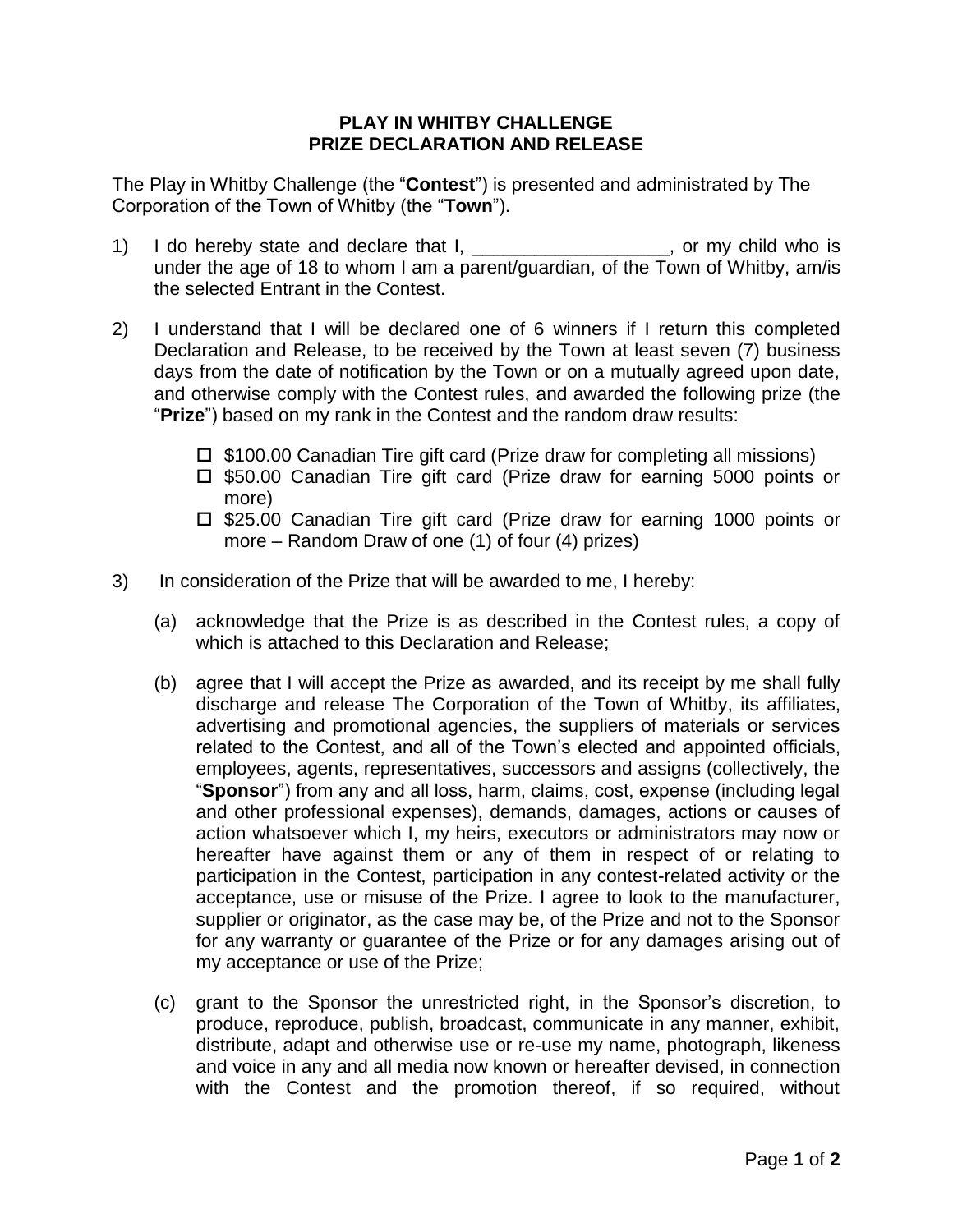# PLAY IN WHITBY CHALLENGE
# PRIZE DECLARATION AND RELEASE

The Play in Whitby Challenge (the "**Contest**") is presented and administrated by The Corporation of the Town of Whitby (the "**Town**").

1) I do hereby state and declare that I, ___________________, or my child who is under the age of 18 to whom I am a parent/guardian, of the Town of Whitby, am/is the selected Entrant in the Contest.

2) I understand that I will be declared one of 6 winners if I return this completed Declaration and Release, to be received by the Town at least seven (7) business days from the date of notification by the Town or on a mutually agreed upon date, and otherwise comply with the Contest rules, and awarded the following prize (the "**Prize**") based on my rank in the Contest and the random draw results:

   - ☐ $100.00 Canadian Tire gift card (Prize draw for completing all missions)
   - ☐ $50.00 Canadian Tire gift card (Prize draw for earning 5000 points or more)
   - ☐ $25.00 Canadian Tire gift card (Prize draw for earning 1000 points or more – Random Draw of one (1) of four (4) prizes)

3) In consideration of the Prize that will be awarded to me, I hereby:

   (a) acknowledge that the Prize is as described in the Contest rules, a copy of which is attached to this Declaration and Release;

   (b) agree that I will accept the Prize as awarded, and its receipt by me shall fully discharge and release The Corporation of the Town of Whitby, its affiliates, advertising and promotional agencies, the suppliers of materials or services related to the Contest, and all of the Town's elected and appointed officials, employees, agents, representatives, successors and assigns (collectively, the "**Sponsor**") from any and all loss, harm, claims, cost, expense (including legal and other professional expenses), demands, damages, actions or causes of action whatsoever which I, my heirs, executors or administrators may now or hereafter have against them or any of them in respect of or relating to participation in the Contest, participation in any contest-related activity or the acceptance, use or misuse of the Prize. I agree to look to the manufacturer, supplier or originator, as the case may be, of the Prize and not to the Sponsor for any warranty or guarantee of the Prize or for any damages arising out of my acceptance or use of the Prize;

   (c) grant to the Sponsor the unrestricted right, in the Sponsor's discretion, to produce, reproduce, publish, broadcast, communicate in any manner, exhibit, distribute, adapt and otherwise use or re-use my name, photograph, likeness and voice in any and all media now known or hereafter devised, in connection with the Contest and the promotion thereof, if so required, without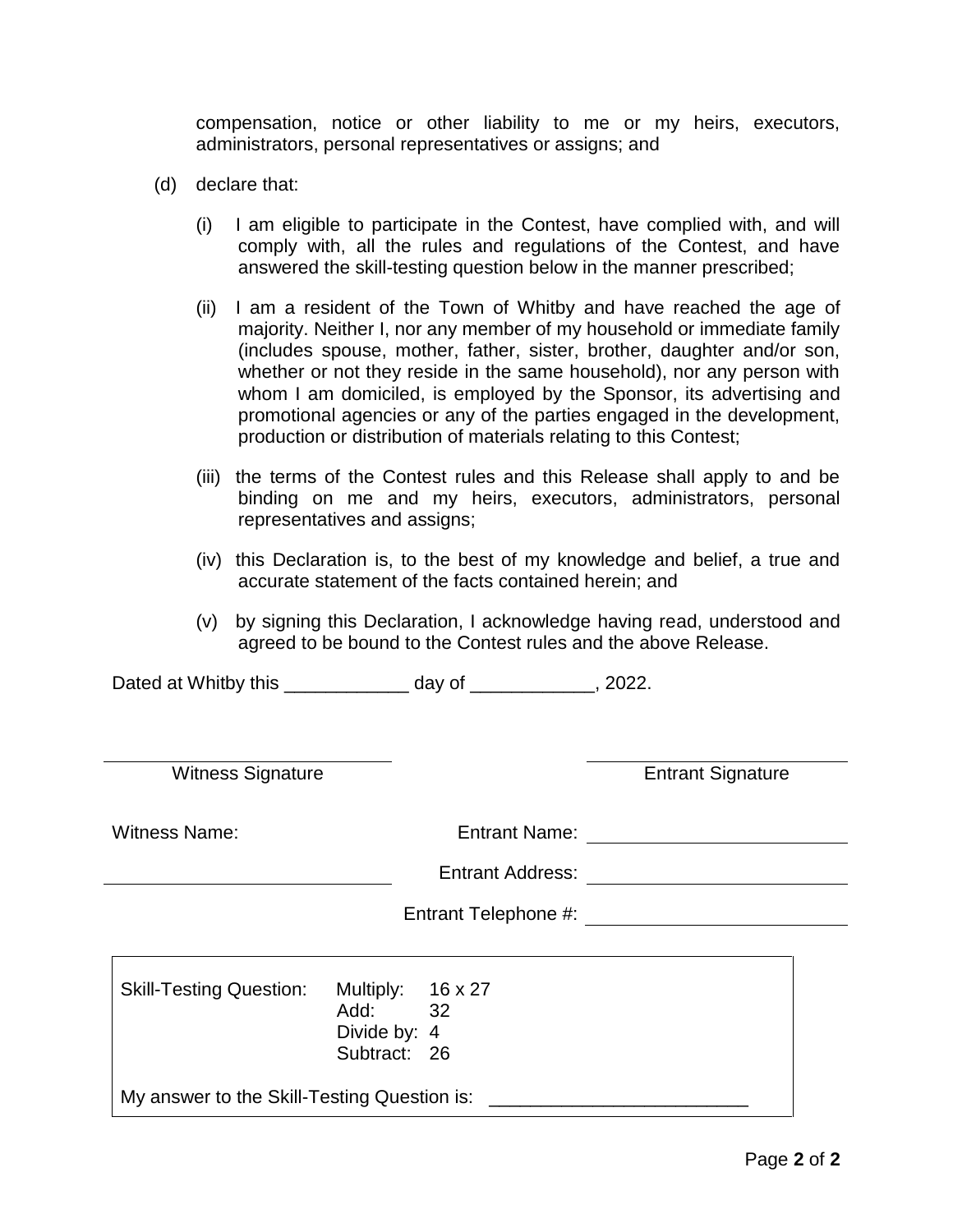compensation, notice or other liability to me or my heirs, executors, administrators, personal representatives or assigns; and

(d) declare that:

(i) I am eligible to participate in the Contest, have complied with, and will comply with, all the rules and regulations of the Contest, and have answered the skill-testing question below in the manner prescribed;

(ii) I am a resident of the Town of Whitby and have reached the age of majority. Neither I, nor any member of my household or immediate family (includes spouse, mother, father, sister, brother, daughter and/or son, whether or not they reside in the same household), nor any person with whom I am domiciled, is employed by the Sponsor, its advertising and promotional agencies or any of the parties engaged in the development, production or distribution of materials relating to this Contest;

(iii) the terms of the Contest rules and this Release shall apply to and be binding on me and my heirs, executors, administrators, personal representatives and assigns;

(iv) this Declaration is, to the best of my knowledge and belief, a true and accurate statement of the facts contained herein; and

(v) by signing this Declaration, I acknowledge having read, understood and agreed to be bound to the Contest rules and the above Release.

Dated at Whitby this ____________ day of ____________, 2022.

\_\_\_\_\_\_\_\_\_\_\_\_\_\_\_\_\_\_\_\_\_\_\_\_\_\_\_\_
Witness Signature

\_\_\_\_\_\_\_\_\_\_\_\_\_\_\_\_\_\_\_\_\_\_\_\_\_\_\_\_
Entrant Signature

Witness Name: ____________________________

Entrant Name: ____________________________

Entrant Address: ____________________________

Entrant Telephone #: ____________________________

| | | |
|---|---|---|
| Skill-Testing Question: | Multiply: | 16 x 27 |
| | Add: | 32 |
| | Divide by: | 4 |
| | Subtract: | 26 |

My answer to the Skill-Testing Question is: ________________________